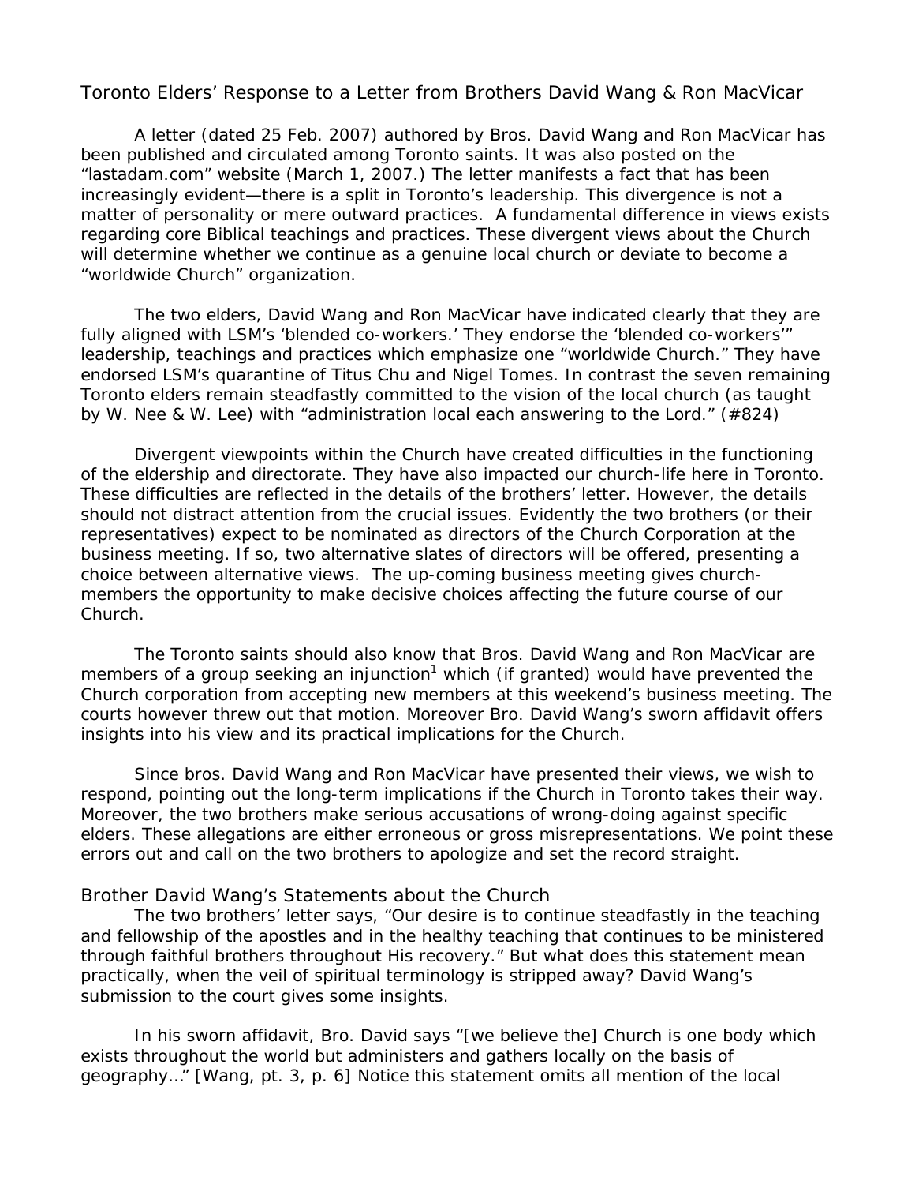# Toronto Elders' Response to a Letter from Brothers David Wang & Ron MacVicar

A letter (dated 25 Feb. 2007) authored by Bros. David Wang and Ron MacVicar has been published and circulated among Toronto saints. It was also posted on the "lastadam.com" website (March 1, 2007.) The letter manifests a fact that has been increasingly evident—there is a split in Toronto's leadership. This divergence is not a matter of personality or mere outward practices. A fundamental difference in views exists regarding core Biblical teachings and practices. These divergent views about the Church will determine whether we continue as a genuine local church or deviate to become a "worldwide Church" organization.

The two elders, David Wang and Ron MacVicar have indicated clearly that they are fully aligned with LSM's 'blended co-workers.' They endorse the 'blended co-workers'" leadership, teachings and practices which emphasize one "worldwide Church." They have endorsed LSM's quarantine of Titus Chu and Nigel Tomes. In contrast the seven remaining Toronto elders remain steadfastly committed to the vision of the local church (as taught by W. Nee & W. Lee) with "administration local each answering to the Lord." (#824)

Divergent viewpoints within the Church have created difficulties in the functioning of the eldership and directorate. They have also impacted our church-life here in Toronto. These difficulties are reflected in the details of the brothers' letter. However, the details should not distract attention from the crucial issues. Evidently the two brothers (or their representatives) expect to be nominated as directors of the Church Corporation at the business meeting. If so, two alternative slates of directors will be offered, presenting a choice between alternative views. The up-coming business meeting gives church-members the opportunity to make decisive choices affecting the future course of our Church.

The Toronto saints should also know that Bros. David Wang and Ron MacVicar are members of a group seeking an injunction[1] which (if granted) would have prevented the Church corporation from accepting new members at this weekend's business meeting. The courts however threw out that motion. Moreover Bro. David Wang's sworn affidavit offers insights into his view and its practical implications for the Church.

Since bros. David Wang and Ron MacVicar have presented their views, we wish to respond, pointing out the long-term implications if the Church in Toronto takes their way. Moreover, the two brothers make serious accusations of wrong-doing against specific elders. These allegations are either erroneous or gross misrepresentations. We point these errors out and call on the two brothers to apologize and set the record straight.

## Brother David Wang's Statements about the Church

The two brothers' letter says, "Our desire is to continue steadfastly in the teaching and fellowship of the apostles and in the healthy teaching that continues to be ministered through faithful brothers throughout His recovery." But what does this statement mean practically, when the veil of spiritual terminology is stripped away? David Wang's submission to the court gives some insights.

In his sworn affidavit, Bro. David says "[we believe the] Church is one body which exists throughout the world but administers and gathers locally on the basis of geography…" [Wang, pt. 3, p. 6] Notice this statement omits all mention of the local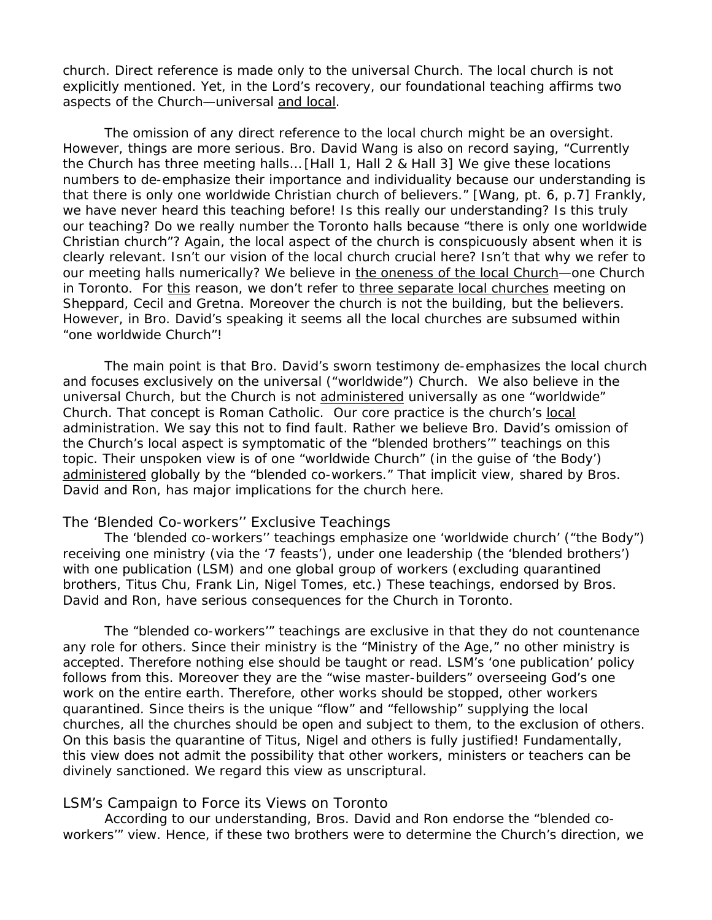church. Direct reference is made only to the universal Church. The local church is not explicitly mentioned. Yet, in the Lord's recovery, our foundational teaching affirms two aspects of the Church—universal <u>and local</u>.

The omission of any direct reference to the local church might be an oversight. However, things are more serious. Bro. David Wang is also on record saying, "Currently the Church has three meeting halls…[Hall 1, Hall 2 & Hall 3] We give these locations numbers to de-emphasize their importance and individuality because our understanding is that there is only one worldwide Christian church of believers." [Wang, pt. 6, p.7] Frankly, we have never heard this teaching before! Is this really our understanding? Is this truly our teaching? Do we really number the Toronto halls because "there is only one worldwide Christian church"? Again, the local aspect of the church is conspicuously absent when it is clearly relevant. Isn't our vision of the local church crucial here? Isn't that why we refer to our meeting halls numerically? We believe in <u>the oneness of the local Church</u>—one Church in Toronto. For <u>this</u> reason, we don't refer to <u>three separate local churches</u> meeting on Sheppard, Cecil and Gretna. Moreover the church is not the building, but the believers. However, in Bro. David's speaking it seems all the local churches are subsumed within "one worldwide Church"!

The main point is that Bro. David's sworn testimony de-emphasizes the local church and focuses exclusively on the universal ("worldwide") Church. We also believe in the universal Church, but the Church is not <u>administered</u> universally as one "worldwide" Church. That concept is Roman Catholic. Our core practice is the church's <u>local</u> administration. We say this not to find fault. Rather we believe Bro. David's omission of the Church's local aspect is symptomatic of the "blended brothers'" teachings on this topic. Their unspoken view is of one "worldwide Church" (in the guise of 'the Body') <u>administered</u> globally by the "blended co-workers." That implicit view, shared by Bros. David and Ron, has major implications for the church here.

## The 'Blended Co-workers'' Exclusive Teachings

The 'blended co-workers'' teachings emphasize one 'worldwide church' ("the Body") receiving one ministry (via the '7 feasts'), under one leadership (the 'blended brothers') with one publication (LSM) and one global group of workers (excluding quarantined brothers, Titus Chu, Frank Lin, Nigel Tomes, etc.) These teachings, endorsed by Bros. David and Ron, have serious consequences for the Church in Toronto.

The "blended co-workers'" teachings are exclusive in that they do not countenance any role for others. Since their ministry is the "Ministry of the Age," no other ministry is accepted. Therefore nothing else should be taught or read. LSM's 'one publication' policy follows from this. Moreover they are the "wise master-builders" overseeing God's one work on the entire earth. Therefore, other works should be stopped, other workers quarantined. Since theirs is the unique "flow" and "fellowship" supplying the local churches, all the churches should be open and subject to them, to the exclusion of others. On this basis the quarantine of Titus, Nigel and others is fully justified! Fundamentally, this view does not admit the possibility that other workers, ministers or teachers can be divinely sanctioned. We regard this view as unscriptural.

## LSM's Campaign to Force its Views on Toronto

According to our understanding, Bros. David and Ron endorse the "blended co-workers'" view. Hence, if these two brothers were to determine the Church's direction, we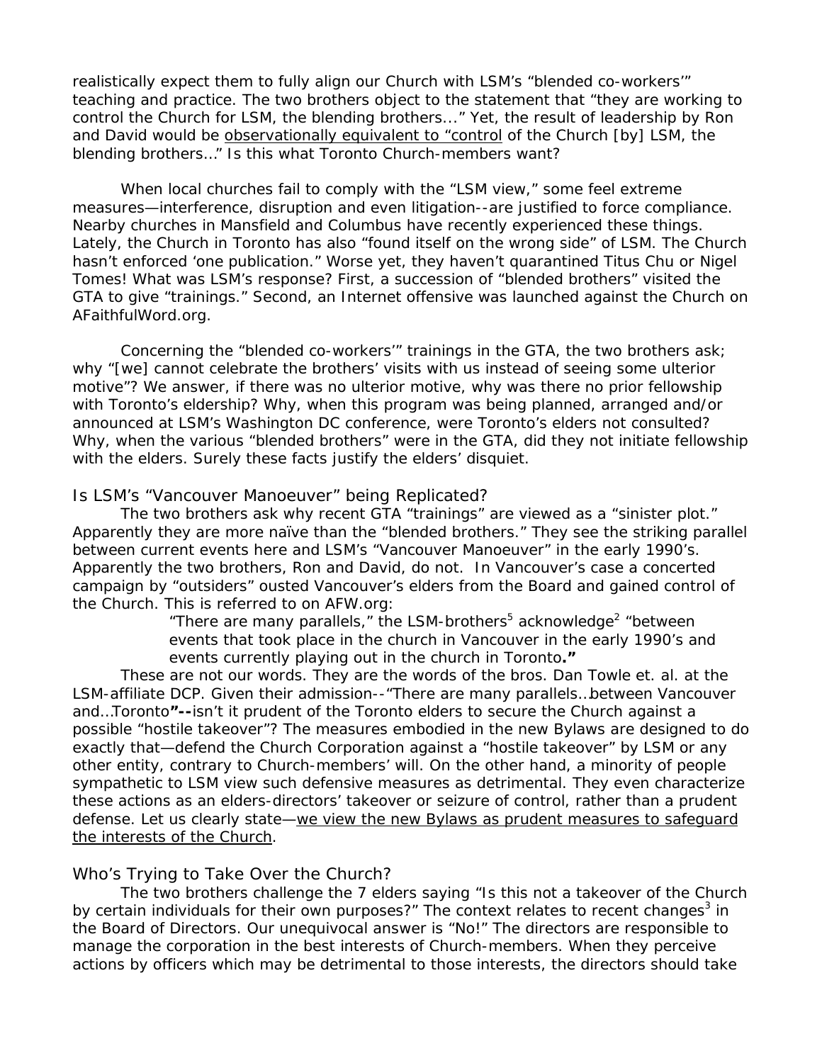realistically expect them to fully align our Church with LSM's "blended co-workers'" teaching and practice. The two brothers object to the statement that "they are working to control the Church for LSM, the blending brothers..." Yet, the result of leadership by Ron and David would be <u>observationally equivalent to "control</u> of the Church [by] LSM, the blending brothers..." Is this what Toronto Church-members want?

When local churches fail to comply with the "LSM view," some feel extreme measures—interference, disruption and even litigation--are justified to force compliance. Nearby churches in Mansfield and Columbus have recently experienced these things. Lately, the Church in Toronto has also "found itself on the wrong side" of LSM. The Church hasn't enforced 'one publication." Worse yet, they haven't quarantined Titus Chu or Nigel Tomes! What was LSM's response? First, a succession of "blended brothers" visited the GTA to give "trainings." Second, an Internet offensive was launched against the Church on AFaithfulWord.org.

Concerning the "blended co-workers'" trainings in the GTA, the two brothers ask; why "[we] cannot celebrate the brothers' visits with us instead of seeing some ulterior motive"? We answer, if there was no ulterior motive, why was there no prior fellowship with Toronto's eldership? Why, when this program was being planned, arranged and/or announced at LSM's Washington DC conference, were Toronto's elders not consulted? Why, when the various "blended brothers" were in the GTA, did they not initiate fellowship with the elders. Surely these facts justify the elders' disquiet.

## Is LSM's "Vancouver Manoeuver" being Replicated?

The two brothers ask why recent GTA "trainings" are viewed as a "sinister plot." Apparently they are more naïve than the "blended brothers." They see the striking parallel between current events here and LSM's "Vancouver Manoeuver" in the early 1990's. Apparently the two brothers, Ron and David, do not. In Vancouver's case a concerted campaign by "outsiders" ousted Vancouver's elders from the Board and gained control of the Church. This is referred to on AFW.org:

> "There are many parallels," the LSM-brothers[5] acknowledge[2] "between events that took place in the church in Vancouver in the early 1990's and events currently playing out in the church in Toronto**."**

These are not our words. They are the words of the bros. Dan Towle et. al. at the LSM-affiliate DCP. Given their admission--"There are many parallels...between Vancouver and...Toronto**"--**isn't it prudent of the Toronto elders to secure the Church against a possible "hostile takeover"? The measures embodied in the new Bylaws are designed to do exactly that—defend the Church Corporation against a "hostile takeover" by LSM or any other entity, contrary to Church-members' will. On the other hand, a minority of people sympathetic to LSM view such defensive measures as detrimental. They even characterize these actions as an elders-directors' takeover or seizure of control, rather than a prudent defense. Let us clearly state—<u>we view the new Bylaws as prudent measures to safeguard the interests of the Church</u>.

## Who's Trying to Take Over the Church?

The two brothers challenge the 7 elders saying "Is this not a takeover of the Church by certain individuals for their own purposes?" The context relates to recent changes[3] in the Board of Directors. Our unequivocal answer is "No!" The directors are responsible to manage the corporation in the best interests of Church-members. When they perceive actions by officers which may be detrimental to those interests, the directors should take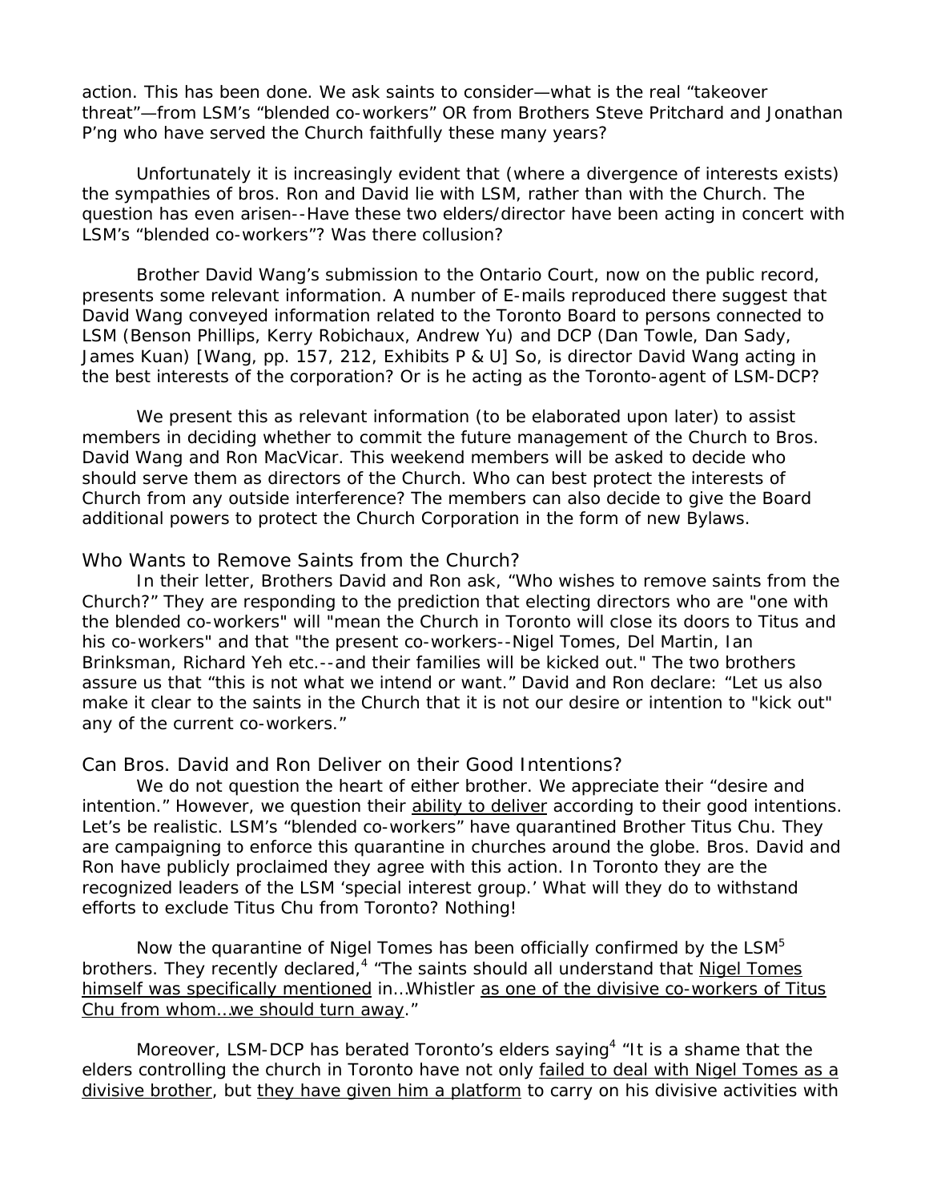action. This has been done. We ask saints to consider—what is the real "takeover threat"—from LSM's "blended co-workers" OR from Brothers Steve Pritchard and Jonathan P'ng who have served the Church faithfully these many years?

Unfortunately it is increasingly evident that (where a divergence of interests exists) the sympathies of bros. Ron and David lie with LSM, rather than with the Church. The question has even arisen--Have these two elders/director have been acting in concert with LSM's "blended co-workers"? Was there collusion?

Brother David Wang's submission to the Ontario Court, now on the public record, presents some relevant information. A number of E-mails reproduced there suggest that David Wang conveyed information related to the Toronto Board to persons connected to LSM (Benson Phillips, Kerry Robichaux, Andrew Yu) and DCP (Dan Towle, Dan Sady, James Kuan) [Wang, pp. 157, 212, Exhibits P & U] So, is director David Wang acting in the best interests of the corporation? Or is he acting as the Toronto-agent of LSM-DCP?

We present this as relevant information (to be elaborated upon later) to assist members in deciding whether to commit the future management of the Church to Bros. David Wang and Ron MacVicar. This weekend members will be asked to decide who should serve them as directors of the Church. Who can best protect the interests of Church from any outside interference? The members can also decide to give the Board additional powers to protect the Church Corporation in the form of new Bylaws.

## Who Wants to Remove Saints from the Church?

In their letter, Brothers David and Ron ask, "Who wishes to remove saints from the Church?" They are responding to the prediction that electing directors who are "one with the blended co-workers" will "mean the Church in Toronto will close its doors to Titus and his co-workers" and that "the present co-workers--Nigel Tomes, Del Martin, Ian Brinksman, Richard Yeh etc.--and their families will be kicked out." The two brothers assure us that "this is not what we intend or want." David and Ron declare: "Let us also make it clear to the saints in the Church that it is not our desire or intention to "kick out" any of the current co-workers."

## Can Bros. David and Ron Deliver on their Good Intentions?

We do not question the heart of either brother. We appreciate their "desire and intention." However, we question their ability to deliver according to their good intentions. Let's be realistic. LSM's "blended co-workers" have quarantined Brother Titus Chu. They are campaigning to enforce this quarantine in churches around the globe. Bros. David and Ron have publicly proclaimed they agree with this action. In Toronto they are the recognized leaders of the LSM 'special interest group.' What will they do to withstand efforts to exclude Titus Chu from Toronto? Nothing!

Now the quarantine of Nigel Tomes has been officially confirmed by the LSM[5] brothers. They recently declared,[4] "The saints should all understand that Nigel Tomes himself was specifically mentioned in…Whistler as one of the divisive co-workers of Titus Chu from whom…we should turn away."

Moreover, LSM-DCP has berated Toronto's elders saying[4] "It is a shame that the elders controlling the church in Toronto have not only failed to deal with Nigel Tomes as a divisive brother, but they have given him a platform to carry on his divisive activities with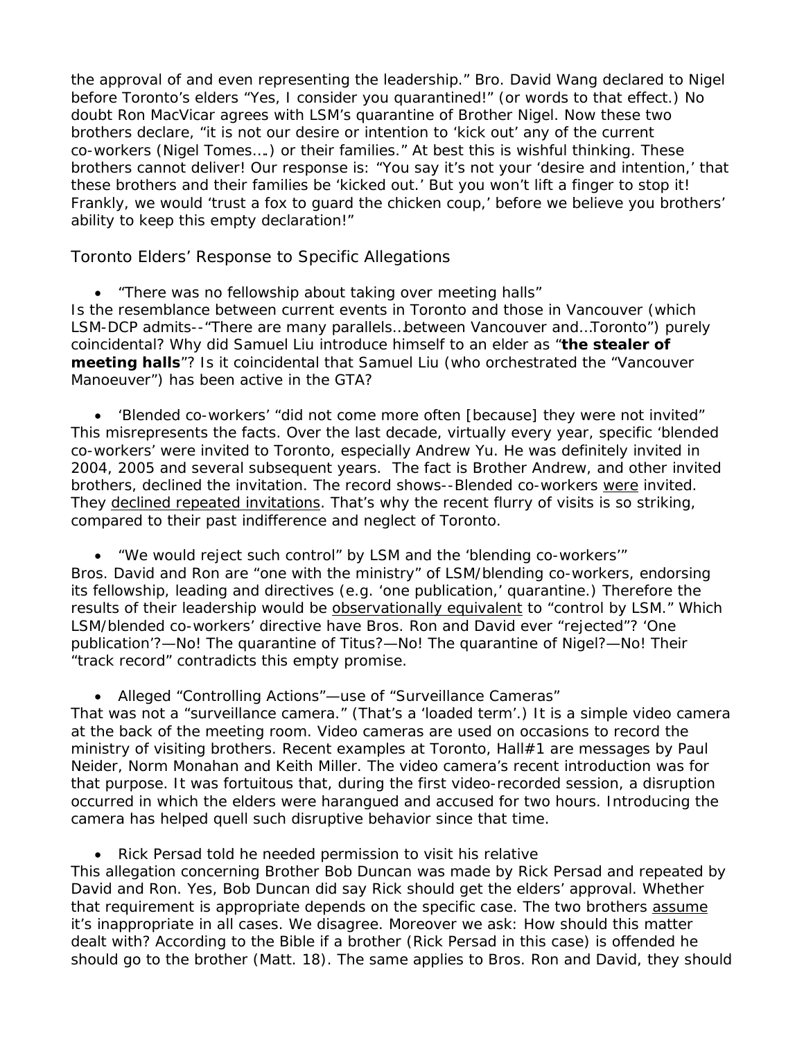the approval of and even representing the leadership." Bro. David Wang declared to Nigel before Toronto's elders "Yes, I consider you quarantined!" (or words to that effect.) No doubt Ron MacVicar agrees with LSM's quarantine of Brother Nigel. Now these two brothers declare, "it is not our desire or intention to 'kick out' any of the current co-workers (Nigel Tomes….) or their families." At best this is wishful thinking. These brothers cannot deliver! Our response is: "You say it's not your 'desire and intention,' that these brothers and their families be 'kicked out.' But you won't lift a finger to stop it! Frankly, we would 'trust a fox to guard the chicken coup,' before we believe you brothers' ability to keep this empty declaration!"

## Toronto Elders' Response to Specific Allegations

- "There was no fellowship about taking over meeting halls"

Is the resemblance between current events in Toronto and those in Vancouver (which LSM-DCP admits--"There are many parallels…between Vancouver and…Toronto") purely coincidental? Why did Samuel Liu introduce himself to an elder as "**the stealer of meeting halls**"? Is it coincidental that Samuel Liu (who orchestrated the "Vancouver Manoeuver") has been active in the GTA?

- 'Blended co-workers' "did not come more often [because] they were not invited"

This misrepresents the facts. Over the last decade, virtually every year, specific 'blended co-workers' were invited to Toronto, especially Andrew Yu. He was definitely invited in 2004, 2005 and several subsequent years. The fact is Brother Andrew, and other invited brothers, declined the invitation. The record shows--Blended co-workers <u>were</u> invited. They <u>declined repeated invitations</u>. That's why the recent flurry of visits is so striking, compared to their past indifference and neglect of Toronto.

- "We would reject such control" by LSM and the 'blending co-workers'"

Bros. David and Ron are "one with the ministry" of LSM/blending co-workers, endorsing its fellowship, leading and directives (e.g. 'one publication,' quarantine.) Therefore the results of their leadership would be <u>observationally equivalent</u> to "control by LSM." Which LSM/blended co-workers' directive have Bros. Ron and David ever "rejected"? 'One publication'?—No! The quarantine of Titus?—No! The quarantine of Nigel?—No! Their "track record" contradicts this empty promise.

- Alleged "Controlling Actions"—use of "Surveillance Cameras"

That was not a "surveillance camera." (That's a 'loaded term'.) It is a simple video camera at the back of the meeting room. Video cameras are used on occasions to record the ministry of visiting brothers. Recent examples at Toronto, Hall#1 are messages by Paul Neider, Norm Monahan and Keith Miller. The video camera's recent introduction was for that purpose. It was fortuitous that, during the first video-recorded session, a disruption occurred in which the elders were harangued and accused for two hours. Introducing the camera has helped quell such disruptive behavior since that time.

- Rick Persad told he needed permission to visit his relative

This allegation concerning Brother Bob Duncan was made by Rick Persad and repeated by David and Ron. Yes, Bob Duncan did say Rick should get the elders' approval. Whether that requirement is appropriate depends on the specific case. The two brothers <u>assume</u> it's inappropriate in all cases. We disagree. Moreover we ask: How should this matter dealt with? According to the Bible if a brother (Rick Persad in this case) is offended he should go to the brother (Matt. 18). The same applies to Bros. Ron and David, they should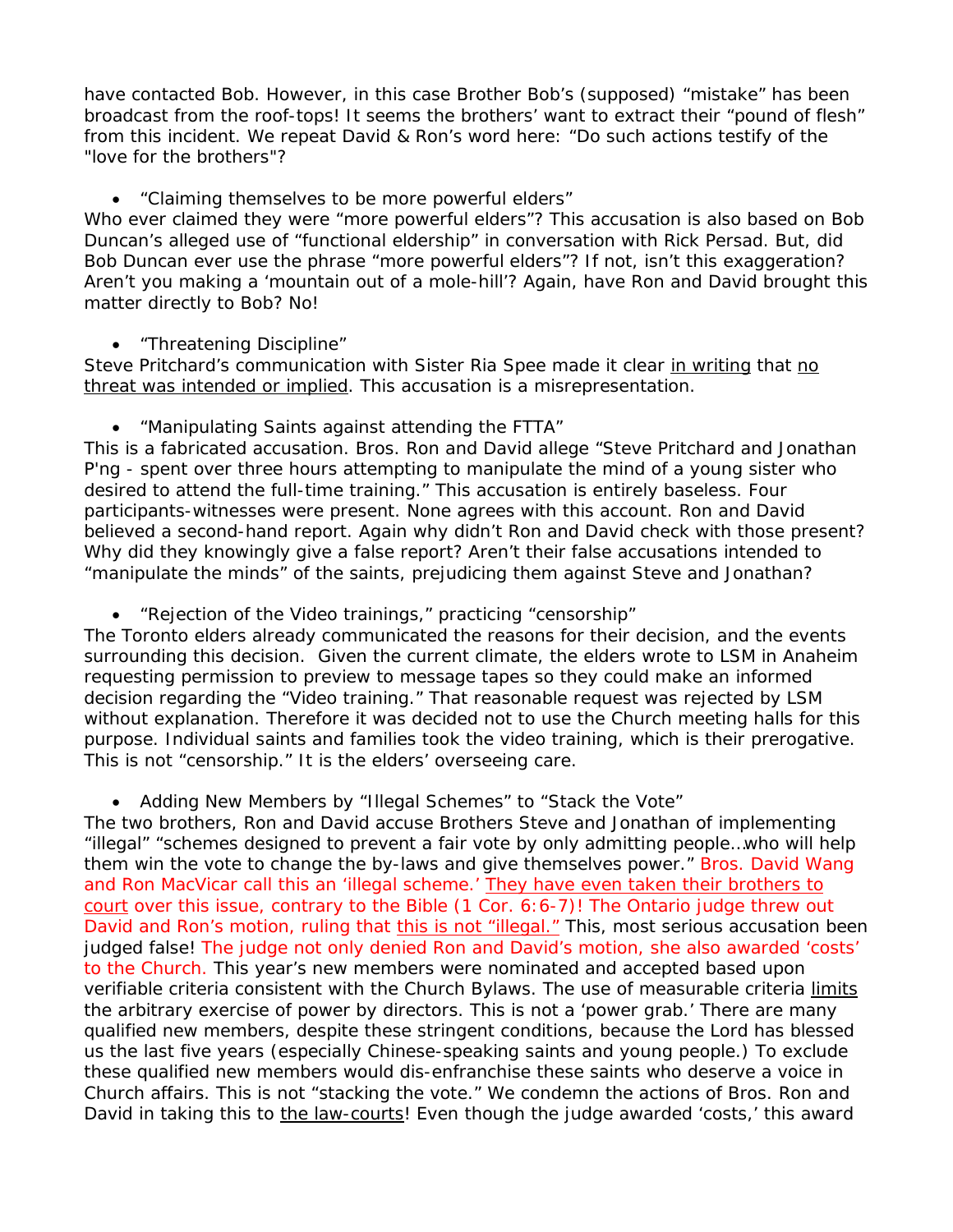have contacted Bob. However, in this case Brother Bob's (supposed) "mistake" has been broadcast from the roof-tops! It seems the brothers' want to extract their "pound of flesh" from this incident. We repeat David & Ron's word here: "Do such actions testify of the "love for the brothers"?

- "Claiming themselves to be more powerful elders"

Who ever claimed they were "more powerful elders"? This accusation is also based on Bob Duncan's alleged use of "functional eldership" in conversation with Rick Persad. But, did Bob Duncan ever use the phrase "more powerful elders"? If not, isn't this exaggeration? Aren't you making a 'mountain out of a mole-hill'? Again, have Ron and David brought this matter directly to Bob? No!

- "Threatening Discipline"

Steve Pritchard's communication with Sister Ria Spee made it clear <u>in writing</u> that <u>no threat was intended or implied</u>. This accusation is a misrepresentation.

- "Manipulating Saints against attending the FTTA"

This is a fabricated accusation. Bros. Ron and David allege "Steve Pritchard and Jonathan P'ng - spent over three hours attempting to manipulate the mind of a young sister who desired to attend the full-time training." This accusation is entirely baseless. Four participants-witnesses were present. None agrees with this account. Ron and David believed a second-hand report. Again why didn't Ron and David check with those present? Why did they knowingly give a false report? Aren't their false accusations intended to "manipulate the minds" of the saints, prejudicing them against Steve and Jonathan?

- "Rejection of the Video trainings," practicing "censorship"

The Toronto elders already communicated the reasons for their decision, and the events surrounding this decision. Given the current climate, the elders wrote to LSM in Anaheim requesting permission to preview to message tapes so they could make an informed decision regarding the "Video training." That reasonable request was rejected by LSM without explanation. Therefore it was decided not to use the Church meeting halls for this purpose. Individual saints and families took the video training, which is their prerogative. This is not "censorship." It is the elders' overseeing care.

- Adding New Members by "Illegal Schemes" to "Stack the Vote"

The two brothers, Ron and David accuse Brothers Steve and Jonathan of implementing "illegal" "schemes designed to prevent a fair vote by only admitting people…who will help them win the vote to change the by-laws and give themselves power." Bros. David Wang and Ron MacVicar call this an 'illegal scheme.' <u>They have even taken their brothers to court</u> over this issue, contrary to the Bible (1 Cor. 6:6-7)! The Ontario judge threw out David and Ron's motion, ruling that <u>this is not "illegal."</u> This, most serious accusation been judged false! The judge not only denied Ron and David's motion, she also awarded 'costs' to the Church. This year's new members were nominated and accepted based upon verifiable criteria consistent with the Church Bylaws. The use of measurable criteria <u>limits</u> the arbitrary exercise of power by directors. This is not a 'power grab.' There are many qualified new members, despite these stringent conditions, because the Lord has blessed us the last five years (especially Chinese-speaking saints and young people.) To exclude these qualified new members would dis-enfranchise these saints who deserve a voice in Church affairs. This is not "stacking the vote." We condemn the actions of Bros. Ron and David in taking this to <u>the law-courts</u>! Even though the judge awarded 'costs,' this award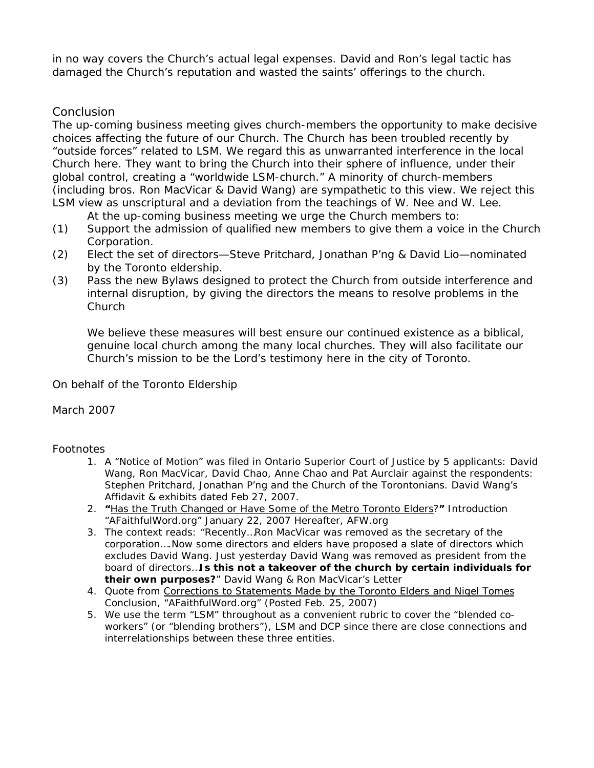in no way covers the Church's actual legal expenses. David and Ron's legal tactic has damaged the Church's reputation and wasted the saints' offerings to the church.

## Conclusion

The up-coming business meeting gives church-members the opportunity to make decisive choices affecting the future of our Church. The Church has been troubled recently by "outside forces" related to LSM. We regard this as unwarranted interference in the local Church here. They want to bring the Church into their sphere of influence, under their global control, creating a "worldwide LSM-church." A minority of church-members (including bros. Ron MacVicar & David Wang) are sympathetic to this view. We reject this LSM view as unscriptural and a deviation from the teachings of W. Nee and W. Lee.

At the up-coming business meeting we urge the Church members to:

(1) Support the admission of qualified new members to give them a voice in the Church Corporation.

(2) Elect the set of directors—Steve Pritchard, Jonathan P'ng & David Lio—nominated by the Toronto eldership.

(3) Pass the new Bylaws designed to protect the Church from outside interference and internal disruption, by giving the directors the means to resolve problems in the Church

We believe these measures will best ensure our continued existence as a biblical, genuine local church among the many local churches. They will also facilitate our Church's mission to be the Lord's testimony here in the city of Toronto.

On behalf of the Toronto Eldership

March 2007

Footnotes

1. A "Notice of Motion" was filed in Ontario Superior Court of Justice by 5 applicants: David Wang, Ron MacVicar, David Chao, Anne Chao and Pat Aurclair against the respondents: Stephen Pritchard, Jonathan P'ng and the Church of the Torontonians. David Wang's Affidavit & exhibits dated Feb 27, 2007.
2. **"**Has the Truth Changed or Have Some of the Metro Toronto Elders?**"** Introduction "AFaithfulWord.org" January 22, 2007 Hereafter, AFW.org
3. The context reads: "Recently…Ron MacVicar was removed as the secretary of the corporation….Now some directors and elders have proposed a slate of directors which excludes David Wang. Just yesterday David Wang was removed as president from the board of directors…**Is this not a takeover of the church by certain individuals for their own purposes?**" David Wang & Ron MacVicar's Letter
4. Quote from Corrections to Statements Made by the Toronto Elders and Nigel Tomes Conclusion, "AFaithfulWord.org" (Posted Feb. 25, 2007)
5. We use the term "LSM" throughout as a convenient rubric to cover the "blended co-workers" (or "blending brothers"), LSM and DCP since there are close connections and interrelationships between these three entities.